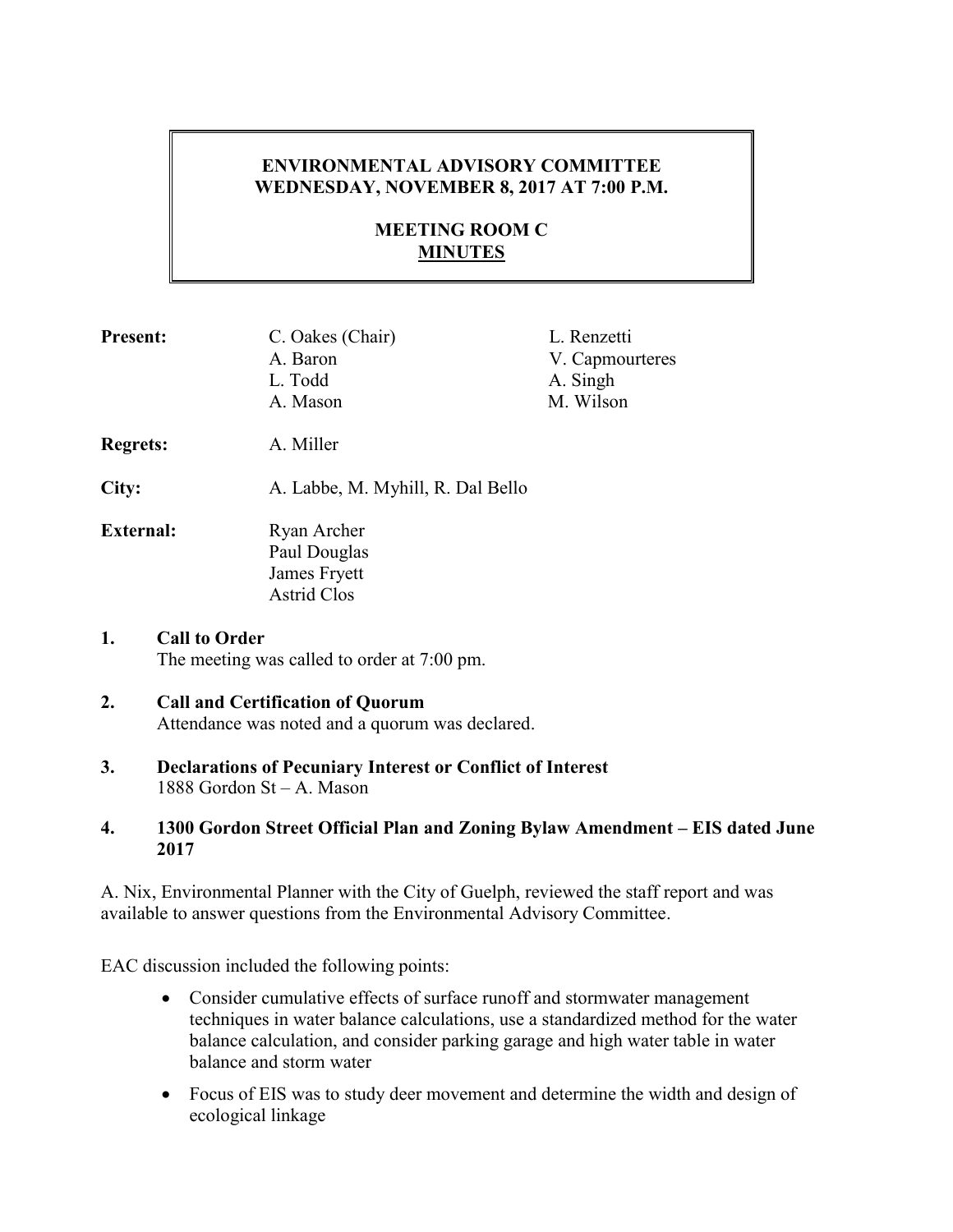**ENVIRONMENTAL ADVISORY COMMITTEE**
**WEDNESDAY, NOVEMBER 8, 2017 AT 7:00 P.M.**

**MEETING ROOM C**
**MINUTES**

**Present:** C. Oakes (Chair), A. Baron, L. Todd, A. Mason, L. Renzetti, V. Capmourteres, A. Singh, M. Wilson

**Regrets:** A. Miller

**City:** A. Labbe, M. Myhill, R. Dal Bello

**External:** Ryan Archer, Paul Douglas, James Fryett, Astrid Clos

1. **Call to Order**
   The meeting was called to order at 7:00 pm.

2. **Call and Certification of Quorum**
   Attendance was noted and a quorum was declared.

3. **Declarations of Pecuniary Interest or Conflict of Interest**
   1888 Gordon St – A. Mason

4. **1300 Gordon Street Official Plan and Zoning Bylaw Amendment – EIS dated June 2017**

A. Nix, Environmental Planner with the City of Guelph, reviewed the staff report and was available to answer questions from the Environmental Advisory Committee.

EAC discussion included the following points:

- Consider cumulative effects of surface runoff and stormwater management techniques in water balance calculations, use a standardized method for the water balance calculation, and consider parking garage and high water table in water balance and storm water
- Focus of EIS was to study deer movement and determine the width and design of ecological linkage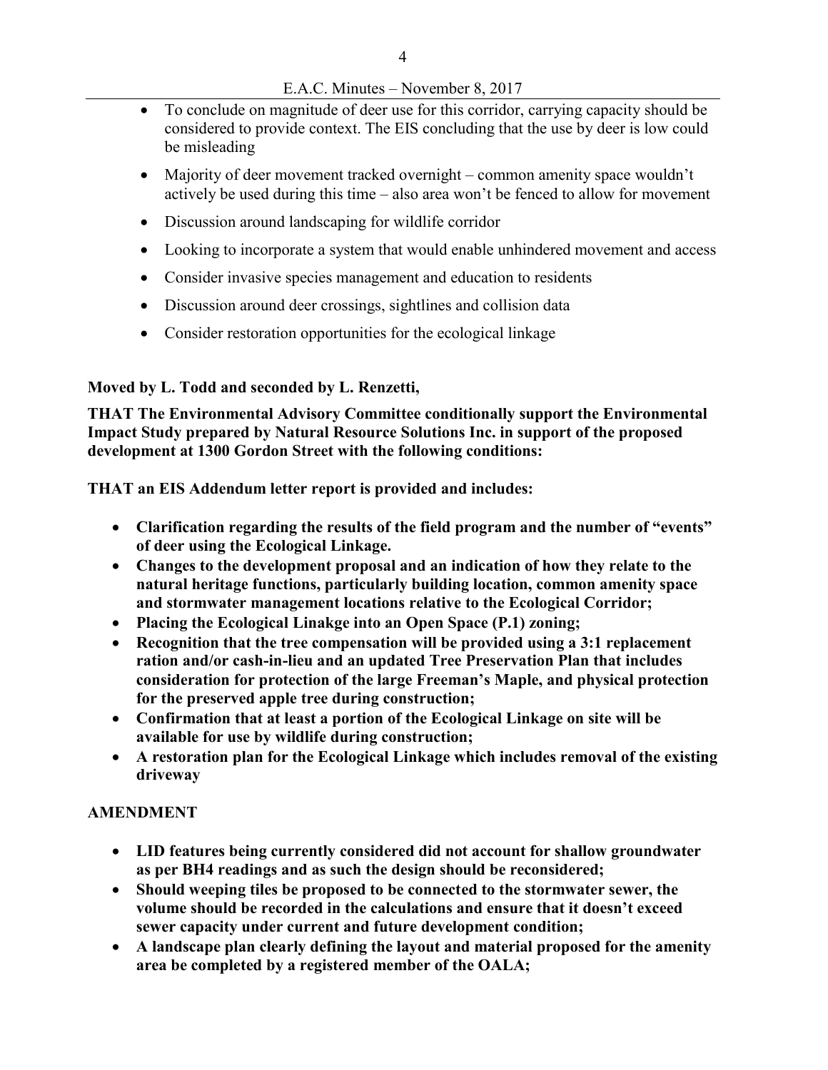- To conclude on magnitude of deer use for this corridor, carrying capacity should be considered to provide context. The EIS concluding that the use by deer is low could be misleading
- Majority of deer movement tracked overnight – common amenity space wouldn't actively be used during this time – also area won't be fenced to allow for movement
- Discussion around landscaping for wildlife corridor
- Looking to incorporate a system that would enable unhindered movement and access
- Consider invasive species management and education to residents
- Discussion around deer crossings, sightlines and collision data
- Consider restoration opportunities for the ecological linkage

**Moved by L. Todd and seconded by L. Renzetti,**

**THAT The Environmental Advisory Committee conditionally support the Environmental Impact Study prepared by Natural Resource Solutions Inc. in support of the proposed development at 1300 Gordon Street with the following conditions:**

**THAT an EIS Addendum letter report is provided and includes:**

- **Clarification regarding the results of the field program and the number of "events" of deer using the Ecological Linkage.**
- **Changes to the development proposal and an indication of how they relate to the natural heritage functions, particularly building location, common amenity space and stormwater management locations relative to the Ecological Corridor;**
- **Placing the Ecological Linakge into an Open Space (P.1) zoning;**
- **Recognition that the tree compensation will be provided using a 3:1 replacement ration and/or cash-in-lieu and an updated Tree Preservation Plan that includes consideration for protection of the large Freeman's Maple, and physical protection for the preserved apple tree during construction;**
- **Confirmation that at least a portion of the Ecological Linkage on site will be available for use by wildlife during construction;**
- **A restoration plan for the Ecological Linkage which includes removal of the existing driveway**

**AMENDMENT**

- **LID features being currently considered did not account for shallow groundwater as per BH4 readings and as such the design should be reconsidered;**
- **Should weeping tiles be proposed to be connected to the stormwater sewer, the volume should be recorded in the calculations and ensure that it doesn't exceed sewer capacity under current and future development condition;**
- **A landscape plan clearly defining the layout and material proposed for the amenity area be completed by a registered member of the OALA;**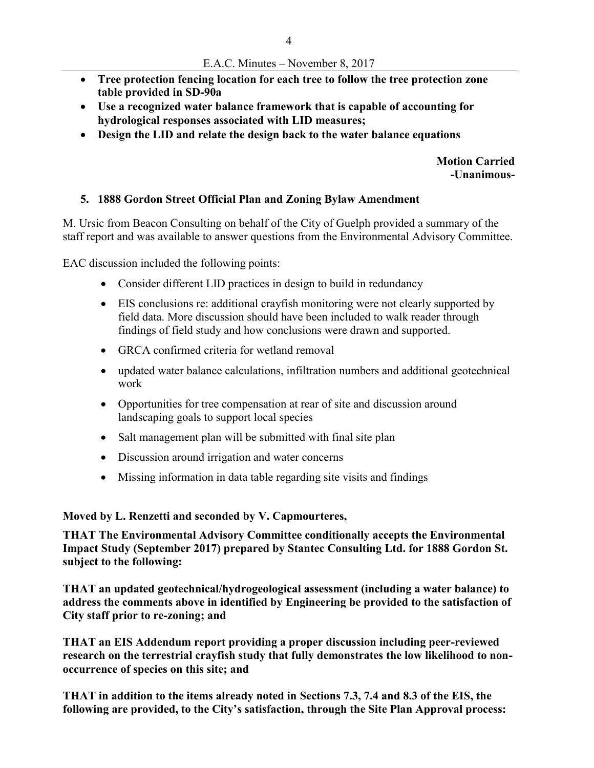- **Tree protection fencing location for each tree to follow the tree protection zone table provided in SD-90a**
- **Use a recognized water balance framework that is capable of accounting for hydrological responses associated with LID measures;**
- **Design the LID and relate the design back to the water balance equations**

**Motion Carried**
**-Unanimous-**

### 5. 1888 Gordon Street Official Plan and Zoning Bylaw Amendment

M. Ursic from Beacon Consulting on behalf of the City of Guelph provided a summary of the staff report and was available to answer questions from the Environmental Advisory Committee.

EAC discussion included the following points:

- Consider different LID practices in design to build in redundancy
- EIS conclusions re: additional crayfish monitoring were not clearly supported by field data. More discussion should have been included to walk reader through findings of field study and how conclusions were drawn and supported.
- GRCA confirmed criteria for wetland removal
- updated water balance calculations, infiltration numbers and additional geotechnical work
- Opportunities for tree compensation at rear of site and discussion around landscaping goals to support local species
- Salt management plan will be submitted with final site plan
- Discussion around irrigation and water concerns
- Missing information in data table regarding site visits and findings

**Moved by L. Renzetti and seconded by V. Capmourteres,**

**THAT The Environmental Advisory Committee conditionally accepts the Environmental Impact Study (September 2017) prepared by Stantec Consulting Ltd. for 1888 Gordon St. subject to the following:**

**THAT an updated geotechnical/hydrogeological assessment (including a water balance) to address the comments above in identified by Engineering be provided to the satisfaction of City staff prior to re-zoning; and**

**THAT an EIS Addendum report providing a proper discussion including peer-reviewed research on the terrestrial crayfish study that fully demonstrates the low likelihood to non-occurrence of species on this site; and**

**THAT in addition to the items already noted in Sections 7.3, 7.4 and 8.3 of the EIS, the following are provided, to the City's satisfaction, through the Site Plan Approval process:**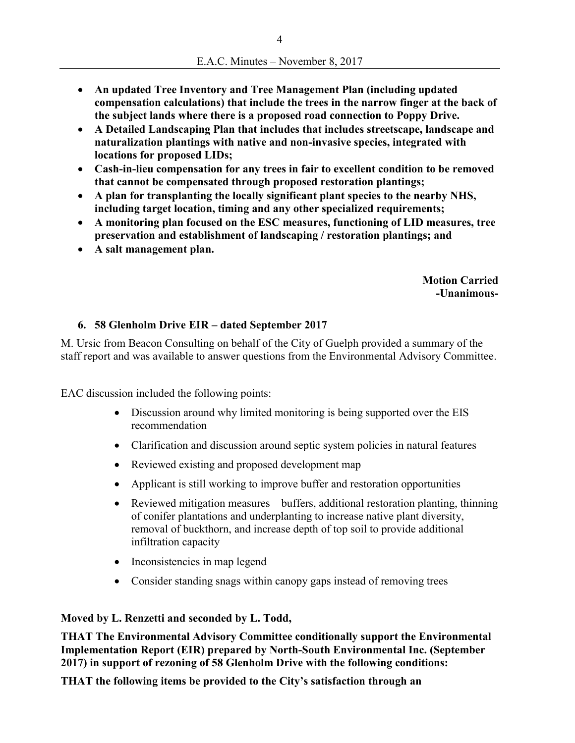- **An updated Tree Inventory and Tree Management Plan (including updated compensation calculations) that include the trees in the narrow finger at the back of the subject lands where there is a proposed road connection to Poppy Drive.**
- **A Detailed Landscaping Plan that includes that includes streetscape, landscape and naturalization plantings with native and non-invasive species, integrated with locations for proposed LIDs;**
- **Cash-in-lieu compensation for any trees in fair to excellent condition to be removed that cannot be compensated through proposed restoration plantings;**
- **A plan for transplanting the locally significant plant species to the nearby NHS, including target location, timing and any other specialized requirements;**
- **A monitoring plan focused on the ESC measures, functioning of LID measures, tree preservation and establishment of landscaping / restoration plantings; and**
- **A salt management plan.**

**Motion Carried**
**-Unanimous-**

### 6. 58 Glenholm Drive EIR – dated September 2017

M. Ursic from Beacon Consulting on behalf of the City of Guelph provided a summary of the staff report and was available to answer questions from the Environmental Advisory Committee.

EAC discussion included the following points:

- Discussion around why limited monitoring is being supported over the EIS recommendation
- Clarification and discussion around septic system policies in natural features
- Reviewed existing and proposed development map
- Applicant is still working to improve buffer and restoration opportunities
- Reviewed mitigation measures – buffers, additional restoration planting, thinning of conifer plantations and underplanting to increase native plant diversity, removal of buckthorn, and increase depth of top soil to provide additional infiltration capacity
- Inconsistencies in map legend
- Consider standing snags within canopy gaps instead of removing trees

**Moved by L. Renzetti and seconded by L. Todd,**

**THAT The Environmental Advisory Committee conditionally support the Environmental Implementation Report (EIR) prepared by North-South Environmental Inc. (September 2017) in support of rezoning of 58 Glenholm Drive with the following conditions:**

**THAT the following items be provided to the City's satisfaction through an**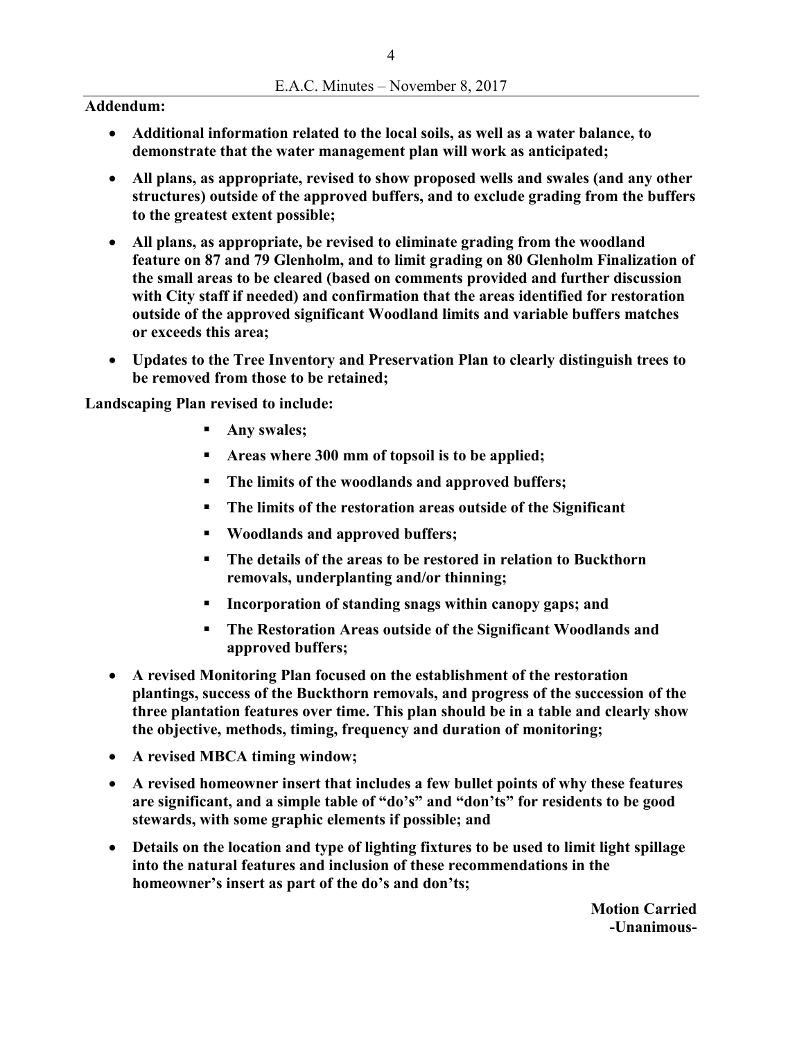**Addendum:**

- **Additional information related to the local soils, as well as a water balance, to demonstrate that the water management plan will work as anticipated;**
- **All plans, as appropriate, revised to show proposed wells and swales (and any other structures) outside of the approved buffers, and to exclude grading from the buffers to the greatest extent possible;**
- **All plans, as appropriate, be revised to eliminate grading from the woodland feature on 87 and 79 Glenholm, and to limit grading on 80 Glenholm Finalization of the small areas to be cleared (based on comments provided and further discussion with City staff if needed) and confirmation that the areas identified for restoration outside of the approved significant Woodland limits and variable buffers matches or exceeds this area;**
- **Updates to the Tree Inventory and Preservation Plan to clearly distinguish trees to be removed from those to be retained;**

**Landscaping Plan revised to include:**

- **Any swales;**
- **Areas where 300 mm of topsoil is to be applied;**
- **The limits of the woodlands and approved buffers;**
- **The limits of the restoration areas outside of the Significant**
- **Woodlands and approved buffers;**
- **The details of the areas to be restored in relation to Buckthorn removals, underplanting and/or thinning;**
- **Incorporation of standing snags within canopy gaps; and**
- **The Restoration Areas outside of the Significant Woodlands and approved buffers;**

- **A revised Monitoring Plan focused on the establishment of the restoration plantings, success of the Buckthorn removals, and progress of the succession of the three plantation features over time. This plan should be in a table and clearly show the objective, methods, timing, frequency and duration of monitoring;**
- **A revised MBCA timing window;**
- **A revised homeowner insert that includes a few bullet points of why these features are significant, and a simple table of "do's" and "don'ts" for residents to be good stewards, with some graphic elements if possible; and**
- **Details on the location and type of lighting fixtures to be used to limit light spillage into the natural features and inclusion of these recommendations in the homeowner's insert as part of the do's and don'ts;**

**Motion Carried**
**-Unanimous-**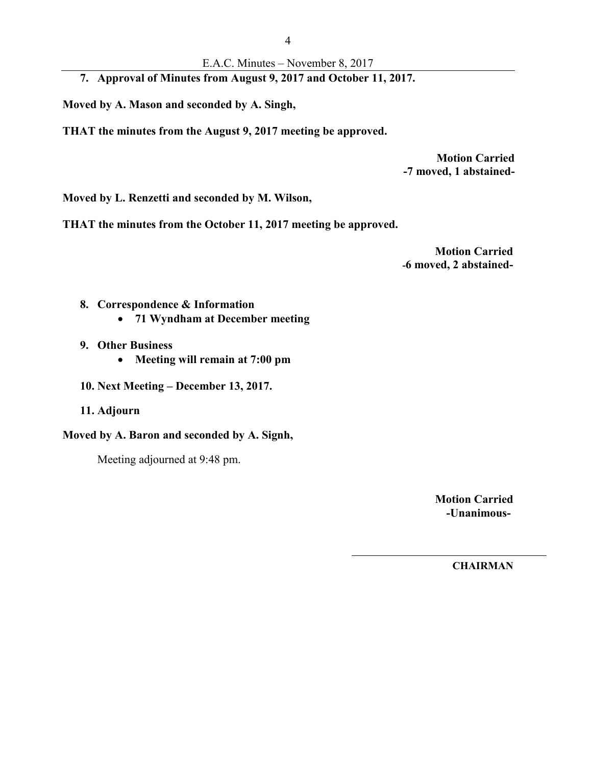**7. Approval of Minutes from August 9, 2017 and October 11, 2017.**

**Moved by A. Mason and seconded by A. Singh,**

**THAT the minutes from the August 9, 2017 meeting be approved.**

**Motion Carried**
**-7 moved, 1 abstained-**

**Moved by L. Renzetti and seconded by M. Wilson,**

**THAT the minutes from the October 11, 2017 meeting be approved.**

**Motion Carried**
**-6 moved, 2 abstained-**

**8. Correspondence & Information**
- **71 Wyndham at December meeting**

**9. Other Business**
- **Meeting will remain at 7:00 pm**

**10. Next Meeting – December 13, 2017.**

**11. Adjourn**

**Moved by A. Baron and seconded by A. Signh,**

Meeting adjourned at 9:48 pm.

**Motion Carried**
**-Unanimous-**

\_\_\_\_\_\_\_\_\_\_\_\_\_\_\_\_\_\_\_\_\_\_\_\_\_\_\_\_\_\_

**CHAIRMAN**